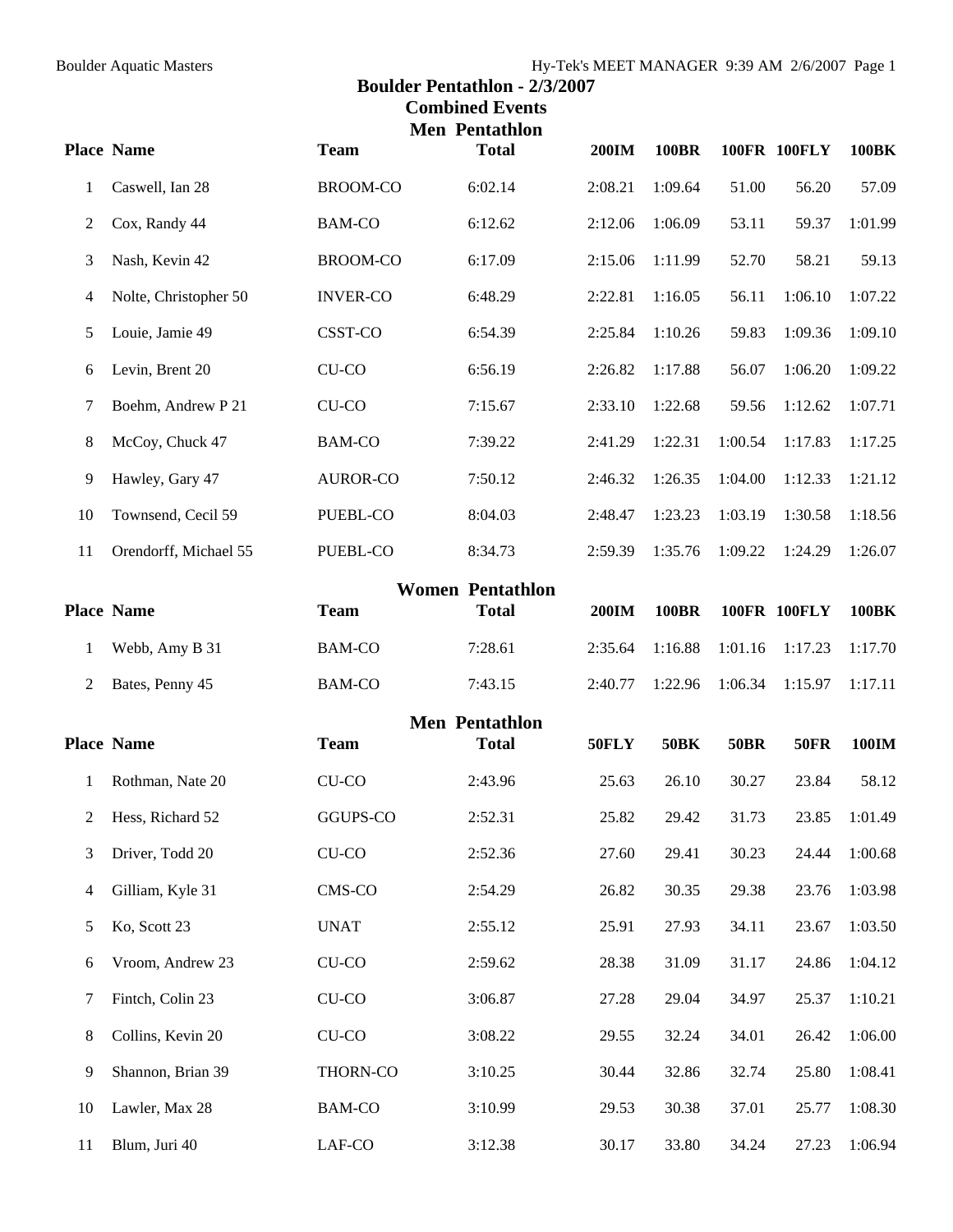Boulder Aquatic Masters

# Boulder Pentathlon - 2/3/2007

## Combined Events

### Men Pentathlon

| Place | Name | Team | Total | 200IM | 100BR | 100FR | 100FLY | 100BK |
|---|---|---|---|---|---|---|---|---|
| 1 | Caswell, Ian 28 | BROOM-CO | 6:02.14 | 2:08.21 | 1:09.64 | 51.00 | 56.20 | 57.09 |
| 2 | Cox, Randy 44 | BAM-CO | 6:12.62 | 2:12.06 | 1:06.09 | 53.11 | 59.37 | 1:01.99 |
| 3 | Nash, Kevin 42 | BROOM-CO | 6:17.09 | 2:15.06 | 1:11.99 | 52.70 | 58.21 | 59.13 |
| 4 | Nolte, Christopher 50 | INVER-CO | 6:48.29 | 2:22.81 | 1:16.05 | 56.11 | 1:06.10 | 1:07.22 |
| 5 | Louie, Jamie 49 | CSST-CO | 6:54.39 | 2:25.84 | 1:10.26 | 59.83 | 1:09.36 | 1:09.10 |
| 6 | Levin, Brent 20 | CU-CO | 6:56.19 | 2:26.82 | 1:17.88 | 56.07 | 1:06.20 | 1:09.22 |
| 7 | Boehm, Andrew P 21 | CU-CO | 7:15.67 | 2:33.10 | 1:22.68 | 59.56 | 1:12.62 | 1:07.71 |
| 8 | McCoy, Chuck 47 | BAM-CO | 7:39.22 | 2:41.29 | 1:22.31 | 1:00.54 | 1:17.83 | 1:17.25 |
| 9 | Hawley, Gary 47 | AUROR-CO | 7:50.12 | 2:46.32 | 1:26.35 | 1:04.00 | 1:12.33 | 1:21.12 |
| 10 | Townsend, Cecil 59 | PUEBL-CO | 8:04.03 | 2:48.47 | 1:23.23 | 1:03.19 | 1:30.58 | 1:18.56 |
| 11 | Orendorff, Michael 55 | PUEBL-CO | 8:34.73 | 2:59.39 | 1:35.76 | 1:09.22 | 1:24.29 | 1:26.07 |

### Women Pentathlon

| Place | Name | Team | Total | 200IM | 100BR | 100FR | 100FLY | 100BK |
|---|---|---|---|---|---|---|---|---|
| 1 | Webb, Amy B 31 | BAM-CO | 7:28.61 | 2:35.64 | 1:16.88 | 1:01.16 | 1:17.23 | 1:17.70 |
| 2 | Bates, Penny 45 | BAM-CO | 7:43.15 | 2:40.77 | 1:22.96 | 1:06.34 | 1:15.97 | 1:17.11 |

### Men Pentathlon

| Place | Name | Team | Total | 50FLY | 50BK | 50BR | 50FR | 100IM |
|---|---|---|---|---|---|---|---|---|
| 1 | Rothman, Nate 20 | CU-CO | 2:43.96 | 25.63 | 26.10 | 30.27 | 23.84 | 58.12 |
| 2 | Hess, Richard 52 | GGUPS-CO | 2:52.31 | 25.82 | 29.42 | 31.73 | 23.85 | 1:01.49 |
| 3 | Driver, Todd 20 | CU-CO | 2:52.36 | 27.60 | 29.41 | 30.23 | 24.44 | 1:00.68 |
| 4 | Gilliam, Kyle 31 | CMS-CO | 2:54.29 | 26.82 | 30.35 | 29.38 | 23.76 | 1:03.98 |
| 5 | Ko, Scott 23 | UNAT | 2:55.12 | 25.91 | 27.93 | 34.11 | 23.67 | 1:03.50 |
| 6 | Vroom, Andrew 23 | CU-CO | 2:59.62 | 28.38 | 31.09 | 31.17 | 24.86 | 1:04.12 |
| 7 | Fintch, Colin 23 | CU-CO | 3:06.87 | 27.28 | 29.04 | 34.97 | 25.37 | 1:10.21 |
| 8 | Collins, Kevin 20 | CU-CO | 3:08.22 | 29.55 | 32.24 | 34.01 | 26.42 | 1:06.00 |
| 9 | Shannon, Brian 39 | THORN-CO | 3:10.25 | 30.44 | 32.86 | 32.74 | 25.80 | 1:08.41 |
| 10 | Lawler, Max 28 | BAM-CO | 3:10.99 | 29.53 | 30.38 | 37.01 | 25.77 | 1:08.30 |
| 11 | Blum, Juri 40 | LAF-CO | 3:12.38 | 30.17 | 33.80 | 34.24 | 27.23 | 1:06.94 |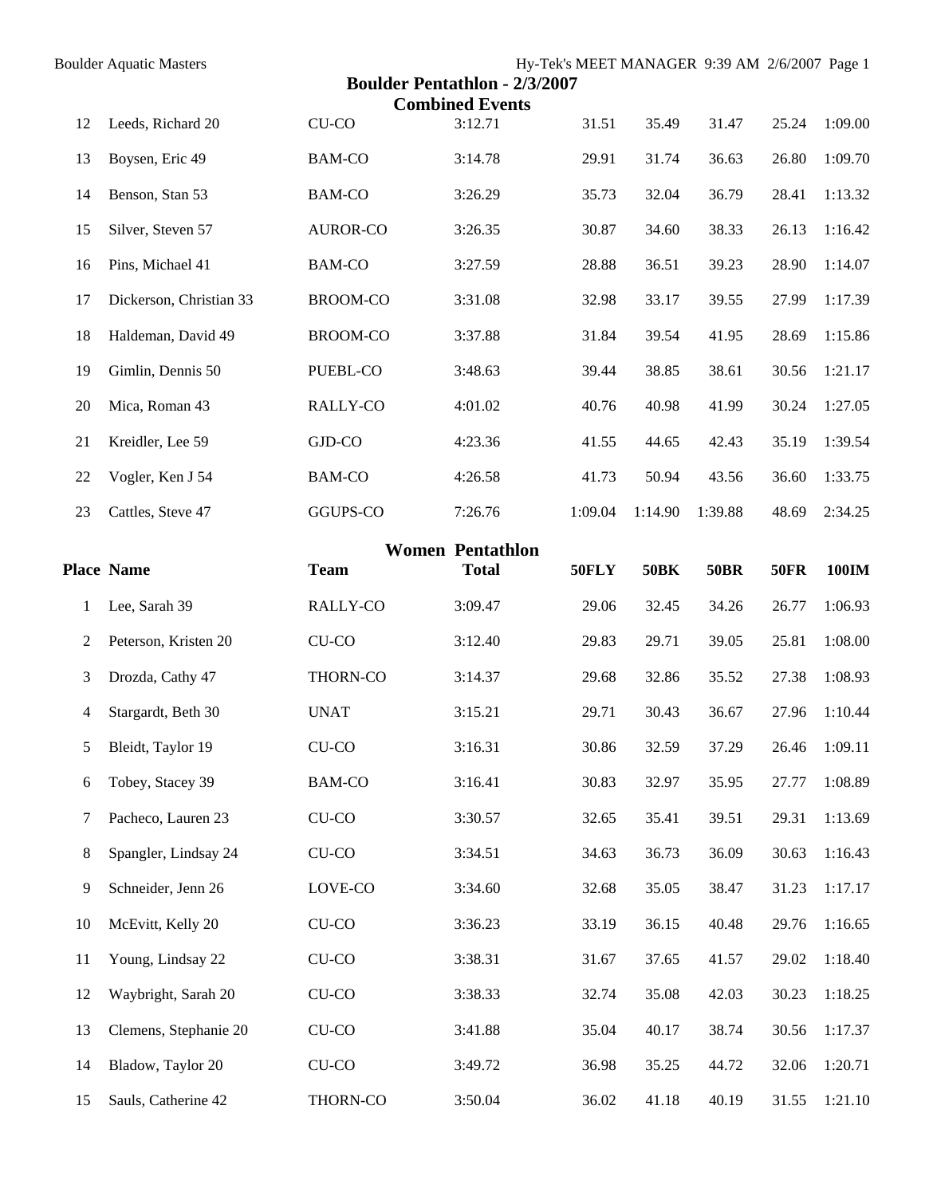## Boulder Pentathlon - 2/3/2007

### Combined Events

| Place | Name | Team | Total | 50FLY | 50BK | 50BR | 50FR | 100IM |
|---|---|---|---|---|---|---|---|---|
| 12 | Leeds, Richard 20 | CU-CO | 3:12.71 | 31.51 | 35.49 | 31.47 | 25.24 | 1:09.00 |
| 13 | Boysen, Eric 49 | BAM-CO | 3:14.78 | 29.91 | 31.74 | 36.63 | 26.80 | 1:09.70 |
| 14 | Benson, Stan 53 | BAM-CO | 3:26.29 | 35.73 | 32.04 | 36.79 | 28.41 | 1:13.32 |
| 15 | Silver, Steven 57 | AUROR-CO | 3:26.35 | 30.87 | 34.60 | 38.33 | 26.13 | 1:16.42 |
| 16 | Pins, Michael 41 | BAM-CO | 3:27.59 | 28.88 | 36.51 | 39.23 | 28.90 | 1:14.07 |
| 17 | Dickerson, Christian 33 | BROOM-CO | 3:31.08 | 32.98 | 33.17 | 39.55 | 27.99 | 1:17.39 |
| 18 | Haldeman, David 49 | BROOM-CO | 3:37.88 | 31.84 | 39.54 | 41.95 | 28.69 | 1:15.86 |
| 19 | Gimlin, Dennis 50 | PUEBL-CO | 3:48.63 | 39.44 | 38.85 | 38.61 | 30.56 | 1:21.17 |
| 20 | Mica, Roman 43 | RALLY-CO | 4:01.02 | 40.76 | 40.98 | 41.99 | 30.24 | 1:27.05 |
| 21 | Kreidler, Lee 59 | GJD-CO | 4:23.36 | 41.55 | 44.65 | 42.43 | 35.19 | 1:39.54 |
| 22 | Vogler, Ken J 54 | BAM-CO | 4:26.58 | 41.73 | 50.94 | 43.56 | 36.60 | 1:33.75 |
| 23 | Cattles, Steve 47 | GGUPS-CO | 7:26.76 | 1:09.04 | 1:14.90 | 1:39.88 | 48.69 | 2:34.25 |

### Women Pentathlon

| Place | Name | Team | Total | 50FLY | 50BK | 50BR | 50FR | 100IM |
|---|---|---|---|---|---|---|---|---|
| 1 | Lee, Sarah 39 | RALLY-CO | 3:09.47 | 29.06 | 32.45 | 34.26 | 26.77 | 1:06.93 |
| 2 | Peterson, Kristen 20 | CU-CO | 3:12.40 | 29.83 | 29.71 | 39.05 | 25.81 | 1:08.00 |
| 3 | Drozda, Cathy 47 | THORN-CO | 3:14.37 | 29.68 | 32.86 | 35.52 | 27.38 | 1:08.93 |
| 4 | Stargardt, Beth 30 | UNAT | 3:15.21 | 29.71 | 30.43 | 36.67 | 27.96 | 1:10.44 |
| 5 | Bleidt, Taylor 19 | CU-CO | 3:16.31 | 30.86 | 32.59 | 37.29 | 26.46 | 1:09.11 |
| 6 | Tobey, Stacey 39 | BAM-CO | 3:16.41 | 30.83 | 32.97 | 35.95 | 27.77 | 1:08.89 |
| 7 | Pacheco, Lauren 23 | CU-CO | 3:30.57 | 32.65 | 35.41 | 39.51 | 29.31 | 1:13.69 |
| 8 | Spangler, Lindsay 24 | CU-CO | 3:34.51 | 34.63 | 36.73 | 36.09 | 30.63 | 1:16.43 |
| 9 | Schneider, Jenn 26 | LOVE-CO | 3:34.60 | 32.68 | 35.05 | 38.47 | 31.23 | 1:17.17 |
| 10 | McEvitt, Kelly 20 | CU-CO | 3:36.23 | 33.19 | 36.15 | 40.48 | 29.76 | 1:16.65 |
| 11 | Young, Lindsay 22 | CU-CO | 3:38.31 | 31.67 | 37.65 | 41.57 | 29.02 | 1:18.40 |
| 12 | Waybright, Sarah 20 | CU-CO | 3:38.33 | 32.74 | 35.08 | 42.03 | 30.23 | 1:18.25 |
| 13 | Clemens, Stephanie 20 | CU-CO | 3:41.88 | 35.04 | 40.17 | 38.74 | 30.56 | 1:17.37 |
| 14 | Bladow, Taylor 20 | CU-CO | 3:49.72 | 36.98 | 35.25 | 44.72 | 32.06 | 1:20.71 |
| 15 | Sauls, Catherine 42 | THORN-CO | 3:50.04 | 36.02 | 41.18 | 40.19 | 31.55 | 1:21.10 |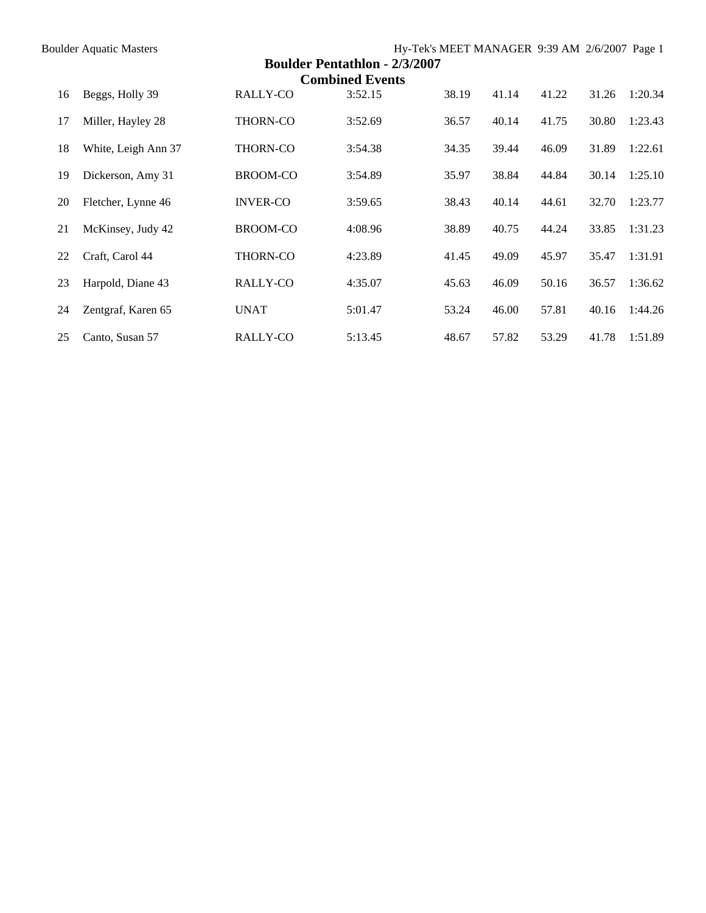## Boulder Pentathlon - 2/3/2007

### Combined Events

| | | | | | | | | |
|---|---|---|---|---|---|---|---|---|
| 16 | Beggs, Holly 39 | RALLY-CO | 3:52.15 | 38.19 | 41.14 | 41.22 | 31.26 | 1:20.34 |
| 17 | Miller, Hayley 28 | THORN-CO | 3:52.69 | 36.57 | 40.14 | 41.75 | 30.80 | 1:23.43 |
| 18 | White, Leigh Ann 37 | THORN-CO | 3:54.38 | 34.35 | 39.44 | 46.09 | 31.89 | 1:22.61 |
| 19 | Dickerson, Amy 31 | BROOM-CO | 3:54.89 | 35.97 | 38.84 | 44.84 | 30.14 | 1:25.10 |
| 20 | Fletcher, Lynne 46 | INVER-CO | 3:59.65 | 38.43 | 40.14 | 44.61 | 32.70 | 1:23.77 |
| 21 | McKinsey, Judy 42 | BROOM-CO | 4:08.96 | 38.89 | 40.75 | 44.24 | 33.85 | 1:31.23 |
| 22 | Craft, Carol 44 | THORN-CO | 4:23.89 | 41.45 | 49.09 | 45.97 | 35.47 | 1:31.91 |
| 23 | Harpold, Diane 43 | RALLY-CO | 4:35.07 | 45.63 | 46.09 | 50.16 | 36.57 | 1:36.62 |
| 24 | Zentgraf, Karen 65 | UNAT | 5:01.47 | 53.24 | 46.00 | 57.81 | 40.16 | 1:44.26 |
| 25 | Canto, Susan 57 | RALLY-CO | 5:13.45 | 48.67 | 57.82 | 53.29 | 41.78 | 1:51.89 |